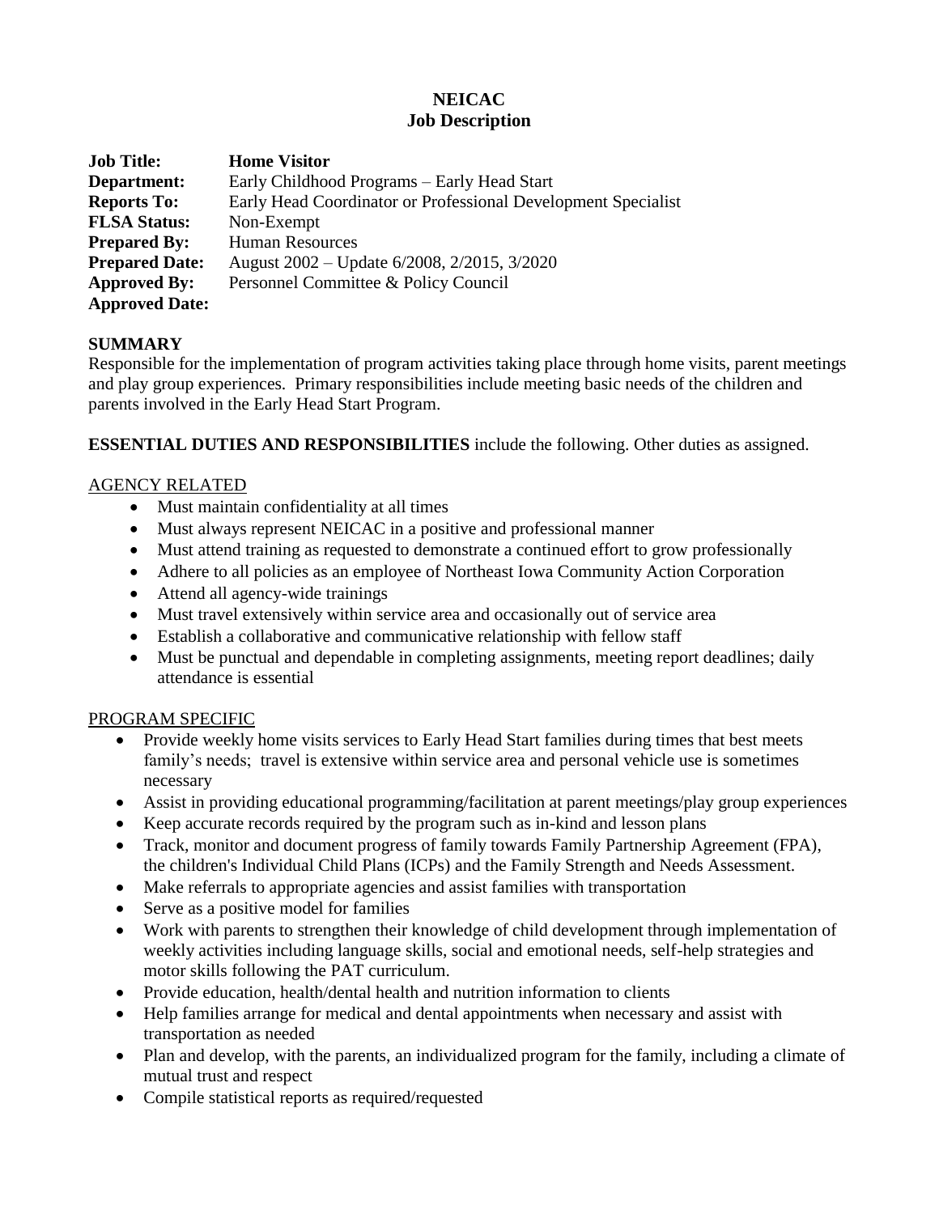# NEICAC
## Job Description

**Job Title:** **Home Visitor**
**Department:** Early Childhood Programs – Early Head Start
**Reports To:** Early Head Coordinator or Professional Development Specialist
**FLSA Status:** Non-Exempt
**Prepared By:** Human Resources
**Prepared Date:** August 2002 – Update 6/2008, 2/2015, 3/2020
**Approved By:** Personnel Committee & Policy Council
**Approved Date:**

### SUMMARY

Responsible for the implementation of program activities taking place through home visits, parent meetings and play group experiences. Primary responsibilities include meeting basic needs of the children and parents involved in the Early Head Start Program.

**ESSENTIAL DUTIES AND RESPONSIBILITIES** include the following. Other duties as assigned.

<u>AGENCY RELATED</u>

- Must maintain confidentiality at all times
- Must always represent NEICAC in a positive and professional manner
- Must attend training as requested to demonstrate a continued effort to grow professionally
- Adhere to all policies as an employee of Northeast Iowa Community Action Corporation
- Attend all agency-wide trainings
- Must travel extensively within service area and occasionally out of service area
- Establish a collaborative and communicative relationship with fellow staff
- Must be punctual and dependable in completing assignments, meeting report deadlines; daily attendance is essential

<u>PROGRAM SPECIFIC</u>

- Provide weekly home visits services to Early Head Start families during times that best meets family's needs; travel is extensive within service area and personal vehicle use is sometimes necessary
- Assist in providing educational programming/facilitation at parent meetings/play group experiences
- Keep accurate records required by the program such as in-kind and lesson plans
- Track, monitor and document progress of family towards Family Partnership Agreement (FPA), the children's Individual Child Plans (ICPs) and the Family Strength and Needs Assessment.
- Make referrals to appropriate agencies and assist families with transportation
- Serve as a positive model for families
- Work with parents to strengthen their knowledge of child development through implementation of weekly activities including language skills, social and emotional needs, self-help strategies and motor skills following the PAT curriculum.
- Provide education, health/dental health and nutrition information to clients
- Help families arrange for medical and dental appointments when necessary and assist with transportation as needed
- Plan and develop, with the parents, an individualized program for the family, including a climate of mutual trust and respect
- Compile statistical reports as required/requested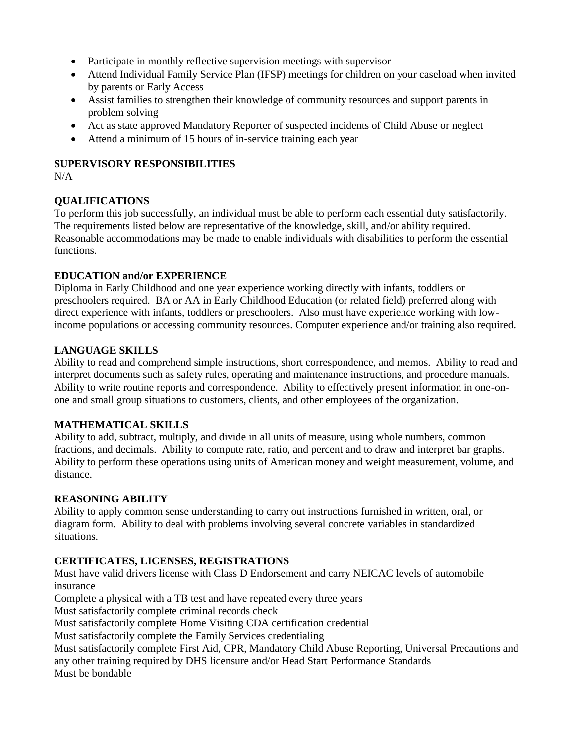- Participate in monthly reflective supervision meetings with supervisor
- Attend Individual Family Service Plan (IFSP) meetings for children on your caseload when invited by parents or Early Access
- Assist families to strengthen their knowledge of community resources and support parents in problem solving
- Act as state approved Mandatory Reporter of suspected incidents of Child Abuse or neglect
- Attend a minimum of 15 hours of in-service training each year

**SUPERVISORY RESPONSIBILITIES**

N/A

**QUALIFICATIONS**

To perform this job successfully, an individual must be able to perform each essential duty satisfactorily. The requirements listed below are representative of the knowledge, skill, and/or ability required. Reasonable accommodations may be made to enable individuals with disabilities to perform the essential functions.

**EDUCATION and/or EXPERIENCE**

Diploma in Early Childhood and one year experience working directly with infants, toddlers or preschoolers required. BA or AA in Early Childhood Education (or related field) preferred along with direct experience with infants, toddlers or preschoolers. Also must have experience working with low-income populations or accessing community resources. Computer experience and/or training also required.

**LANGUAGE SKILLS**

Ability to read and comprehend simple instructions, short correspondence, and memos. Ability to read and interpret documents such as safety rules, operating and maintenance instructions, and procedure manuals. Ability to write routine reports and correspondence. Ability to effectively present information in one-on-one and small group situations to customers, clients, and other employees of the organization.

**MATHEMATICAL SKILLS**

Ability to add, subtract, multiply, and divide in all units of measure, using whole numbers, common fractions, and decimals. Ability to compute rate, ratio, and percent and to draw and interpret bar graphs. Ability to perform these operations using units of American money and weight measurement, volume, and distance.

**REASONING ABILITY**

Ability to apply common sense understanding to carry out instructions furnished in written, oral, or diagram form. Ability to deal with problems involving several concrete variables in standardized situations.

**CERTIFICATES, LICENSES, REGISTRATIONS**

Must have valid drivers license with Class D Endorsement and carry NEICAC levels of automobile insurance

Complete a physical with a TB test and have repeated every three years

Must satisfactorily complete criminal records check

Must satisfactorily complete Home Visiting CDA certification credential

Must satisfactorily complete the Family Services credentialing

Must satisfactorily complete First Aid, CPR, Mandatory Child Abuse Reporting, Universal Precautions and any other training required by DHS licensure and/or Head Start Performance Standards

Must be bondable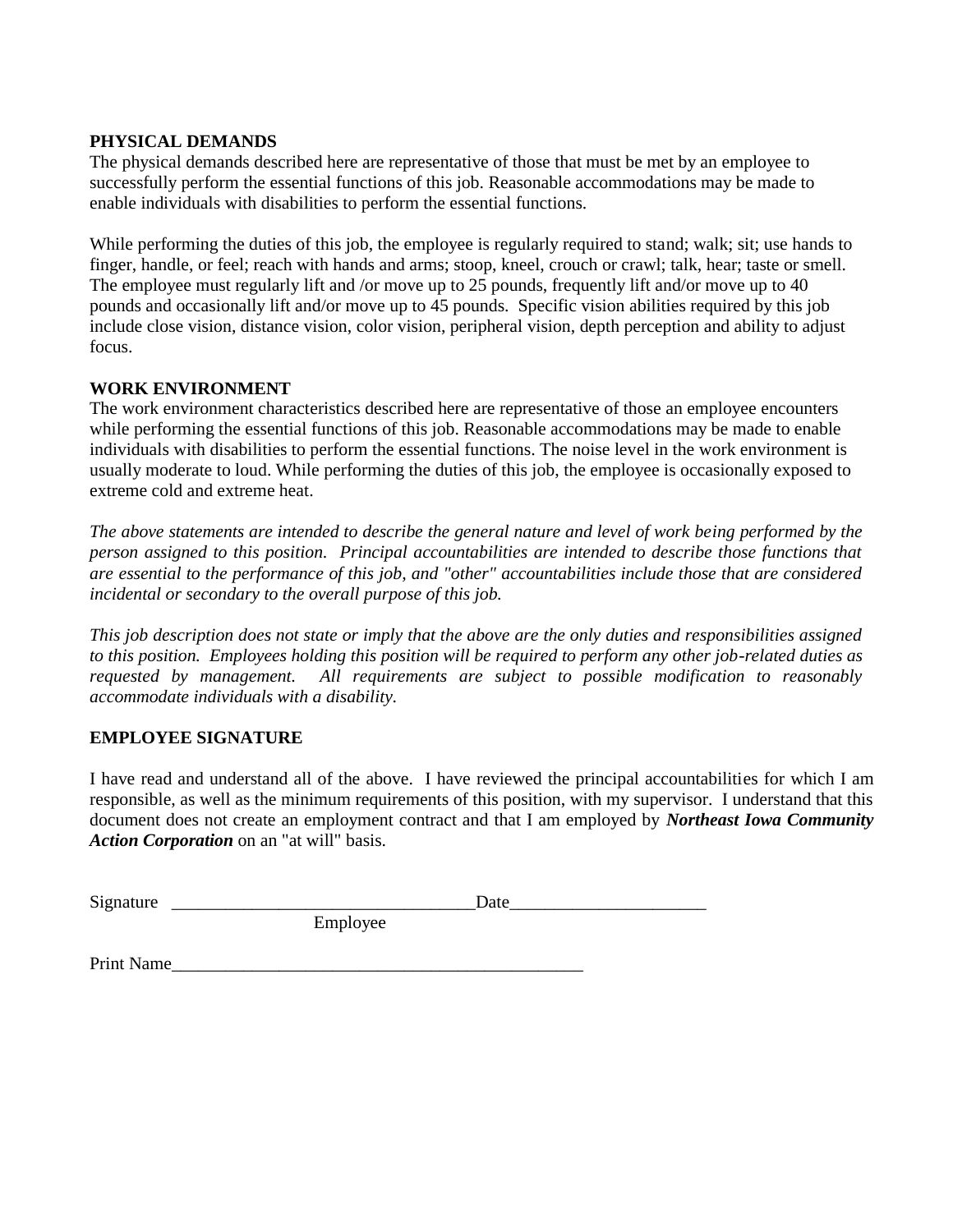**PHYSICAL DEMANDS**

The physical demands described here are representative of those that must be met by an employee to successfully perform the essential functions of this job. Reasonable accommodations may be made to enable individuals with disabilities to perform the essential functions.

While performing the duties of this job, the employee is regularly required to stand; walk; sit; use hands to finger, handle, or feel; reach with hands and arms; stoop, kneel, crouch or crawl; talk, hear; taste or smell. The employee must regularly lift and /or move up to 25 pounds, frequently lift and/or move up to 40 pounds and occasionally lift and/or move up to 45 pounds. Specific vision abilities required by this job include close vision, distance vision, color vision, peripheral vision, depth perception and ability to adjust focus.

**WORK ENVIRONMENT**

The work environment characteristics described here are representative of those an employee encounters while performing the essential functions of this job. Reasonable accommodations may be made to enable individuals with disabilities to perform the essential functions. The noise level in the work environment is usually moderate to loud. While performing the duties of this job, the employee is occasionally exposed to extreme cold and extreme heat.

*The above statements are intended to describe the general nature and level of work being performed by the person assigned to this position. Principal accountabilities are intended to describe those functions that are essential to the performance of this job, and "other" accountabilities include those that are considered incidental or secondary to the overall purpose of this job.*

*This job description does not state or imply that the above are the only duties and responsibilities assigned to this position. Employees holding this position will be required to perform any other job-related duties as requested by management. All requirements are subject to possible modification to reasonably accommodate individuals with a disability.*

**EMPLOYEE SIGNATURE**

I have read and understand all of the above. I have reviewed the principal accountabilities for which I am responsible, as well as the minimum requirements of this position, with my supervisor. I understand that this document does not create an employment contract and that I am employed by ***Northeast Iowa Community Action Corporation*** on an "at will" basis.

Signature ___________________________________Date______________________

Employee

Print Name_________________________________________________